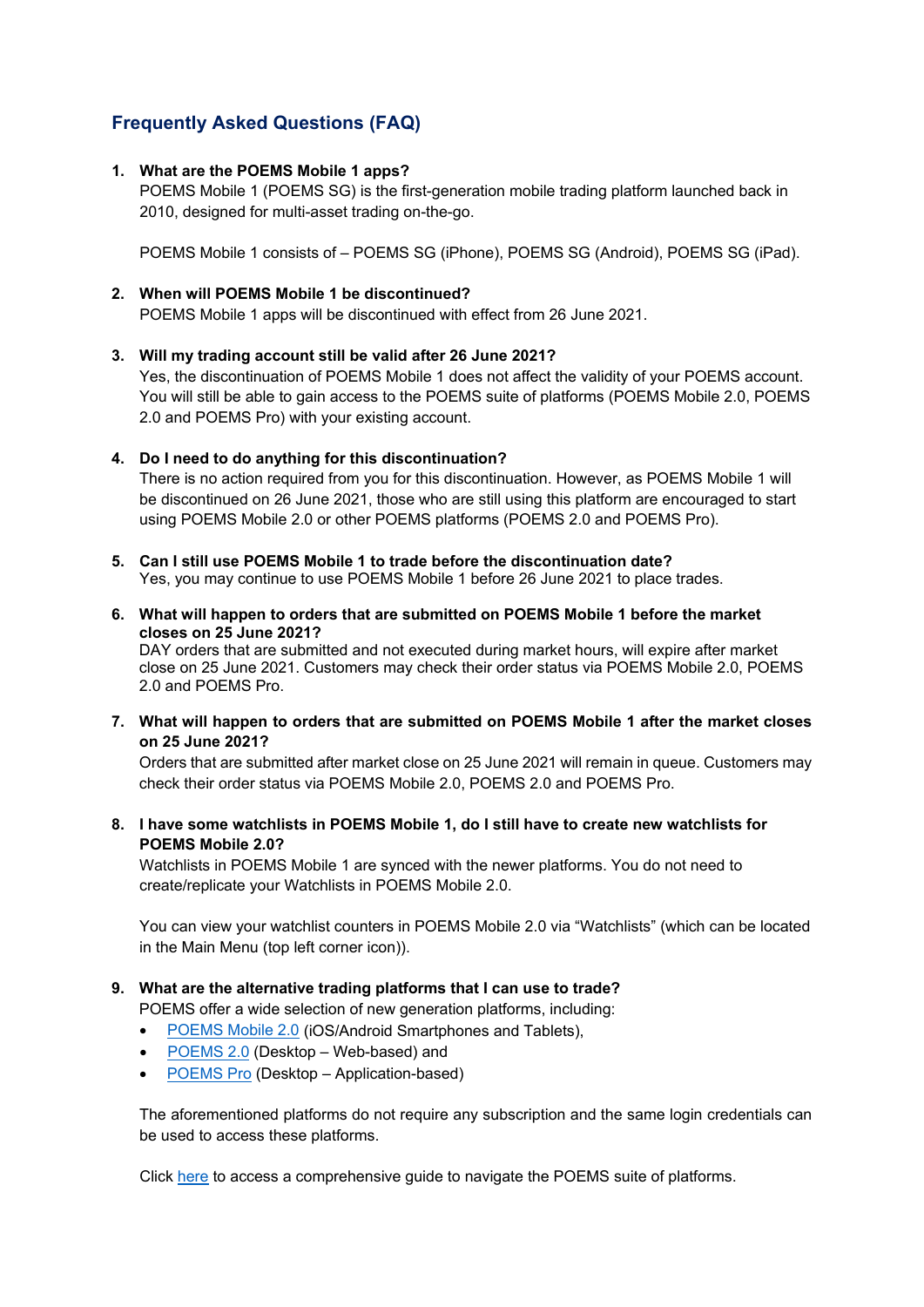## Frequently Asked Questions (FAQ)

1. **What are the POEMS Mobile 1 apps?**
   POEMS Mobile 1 (POEMS SG) is the first-generation mobile trading platform launched back in 2010, designed for multi-asset trading on-the-go.

   POEMS Mobile 1 consists of – POEMS SG (iPhone), POEMS SG (Android), POEMS SG (iPad).

2. **When will POEMS Mobile 1 be discontinued?**
   POEMS Mobile 1 apps will be discontinued with effect from 26 June 2021.

3. **Will my trading account still be valid after 26 June 2021?**
   Yes, the discontinuation of POEMS Mobile 1 does not affect the validity of your POEMS account. You will still be able to gain access to the POEMS suite of platforms (POEMS Mobile 2.0, POEMS 2.0 and POEMS Pro) with your existing account.

4. **Do I need to do anything for this discontinuation?**
   There is no action required from you for this discontinuation. However, as POEMS Mobile 1 will be discontinued on 26 June 2021, those who are still using this platform are encouraged to start using POEMS Mobile 2.0 or other POEMS platforms (POEMS 2.0 and POEMS Pro).

5. **Can I still use POEMS Mobile 1 to trade before the discontinuation date?**
   Yes, you may continue to use POEMS Mobile 1 before 26 June 2021 to place trades.

6. **What will happen to orders that are submitted on POEMS Mobile 1 before the market closes on 25 June 2021?**
   DAY orders that are submitted and not executed during market hours, will expire after market close on 25 June 2021. Customers may check their order status via POEMS Mobile 2.0, POEMS 2.0 and POEMS Pro.

7. **What will happen to orders that are submitted on POEMS Mobile 1 after the market closes on 25 June 2021?**
   Orders that are submitted after market close on 25 June 2021 will remain in queue. Customers may check their order status via POEMS Mobile 2.0, POEMS 2.0 and POEMS Pro.

8. **I have some watchlists in POEMS Mobile 1, do I still have to create new watchlists for POEMS Mobile 2.0?**
   Watchlists in POEMS Mobile 1 are synced with the newer platforms. You do not need to create/replicate your Watchlists in POEMS Mobile 2.0.

   You can view your watchlist counters in POEMS Mobile 2.0 via "Watchlists" (which can be located in the Main Menu (top left corner icon)).

9. **What are the alternative trading platforms that I can use to trade?**
   POEMS offer a wide selection of new generation platforms, including:
   - POEMS Mobile 2.0 (iOS/Android Smartphones and Tablets),
   - POEMS 2.0 (Desktop – Web-based) and
   - POEMS Pro (Desktop – Application-based)

   The aforementioned platforms do not require any subscription and the same login credentials can be used to access these platforms.

   Click here to access a comprehensive guide to navigate the POEMS suite of platforms.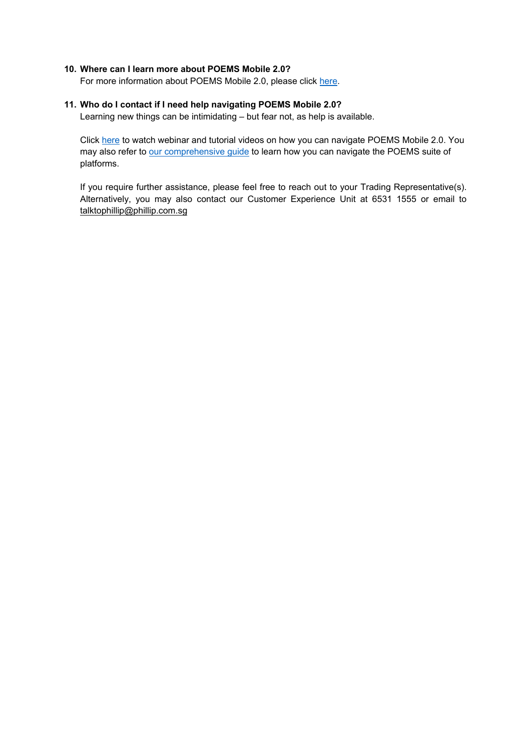10. **Where can I learn more about POEMS Mobile 2.0?**
    For more information about POEMS Mobile 2.0, please click here.

11. **Who do I contact if I need help navigating POEMS Mobile 2.0?**
    Learning new things can be intimidating – but fear not, as help is available.

    Click here to watch webinar and tutorial videos on how you can navigate POEMS Mobile 2.0. You may also refer to our comprehensive guide to learn how you can navigate the POEMS suite of platforms.

    If you require further assistance, please feel free to reach out to your Trading Representative(s). Alternatively, you may also contact our Customer Experience Unit at 6531 1555 or email to talktophillip@phillip.com.sg